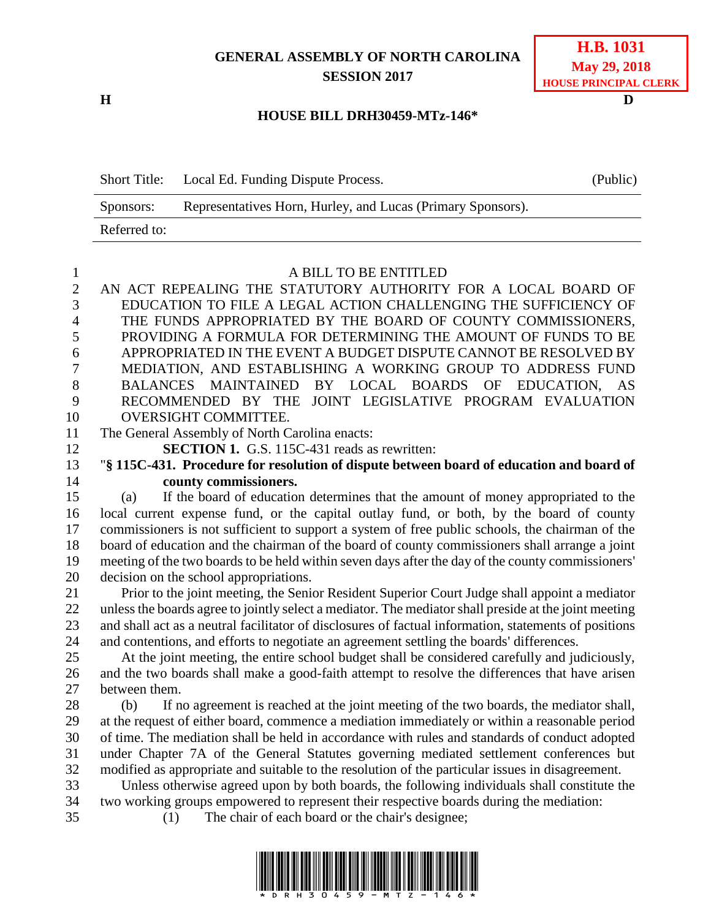**GENERAL ASSEMBLY OF NORTH CAROLINA**
**SESSION 2017**

**H.B. 1031**
**May 29, 2018**
**HOUSE PRINCIPAL CLERK**

**H** **D**

**HOUSE BILL DRH30459-MTz-146***

| Short Title: | Local Ed. Funding Dispute Process. | (Public) |
|---|---|---|
| Sponsors: | Representatives Horn, Hurley, and Lucas (Primary Sponsors). | |
| Referred to: | | |

A BILL TO BE ENTITLED

AN ACT REPEALING THE STATUTORY AUTHORITY FOR A LOCAL BOARD OF EDUCATION TO FILE A LEGAL ACTION CHALLENGING THE SUFFICIENCY OF THE FUNDS APPROPRIATED BY THE BOARD OF COUNTY COMMISSIONERS, PROVIDING A FORMULA FOR DETERMINING THE AMOUNT OF FUNDS TO BE APPROPRIATED IN THE EVENT A BUDGET DISPUTE CANNOT BE RESOLVED BY MEDIATION, AND ESTABLISHING A WORKING GROUP TO ADDRESS FUND BALANCES MAINTAINED BY LOCAL BOARDS OF EDUCATION, AS RECOMMENDED BY THE JOINT LEGISLATIVE PROGRAM EVALUATION OVERSIGHT COMMITTEE.

The General Assembly of North Carolina enacts:

**SECTION 1.** G.S. 115C-431 reads as rewritten:

"**§ 115C-431. Procedure for resolution of dispute between board of education and board of county commissioners.**

(a) If the board of education determines that the amount of money appropriated to the local current expense fund, or the capital outlay fund, or both, by the board of county commissioners is not sufficient to support a system of free public schools, the chairman of the board of education and the chairman of the board of county commissioners shall arrange a joint meeting of the two boards to be held within seven days after the day of the county commissioners' decision on the school appropriations.

Prior to the joint meeting, the Senior Resident Superior Court Judge shall appoint a mediator unless the boards agree to jointly select a mediator. The mediator shall preside at the joint meeting and shall act as a neutral facilitator of disclosures of factual information, statements of positions and contentions, and efforts to negotiate an agreement settling the boards' differences.

At the joint meeting, the entire school budget shall be considered carefully and judiciously, and the two boards shall make a good-faith attempt to resolve the differences that have arisen between them.

(b) If no agreement is reached at the joint meeting of the two boards, the mediator shall, at the request of either board, commence a mediation immediately or within a reasonable period of time. The mediation shall be held in accordance with rules and standards of conduct adopted under Chapter 7A of the General Statutes governing mediated settlement conferences but modified as appropriate and suitable to the resolution of the particular issues in disagreement.

Unless otherwise agreed upon by both boards, the following individuals shall constitute the two working groups empowered to represent their respective boards during the mediation:

(1) The chair of each board or the chair's designee;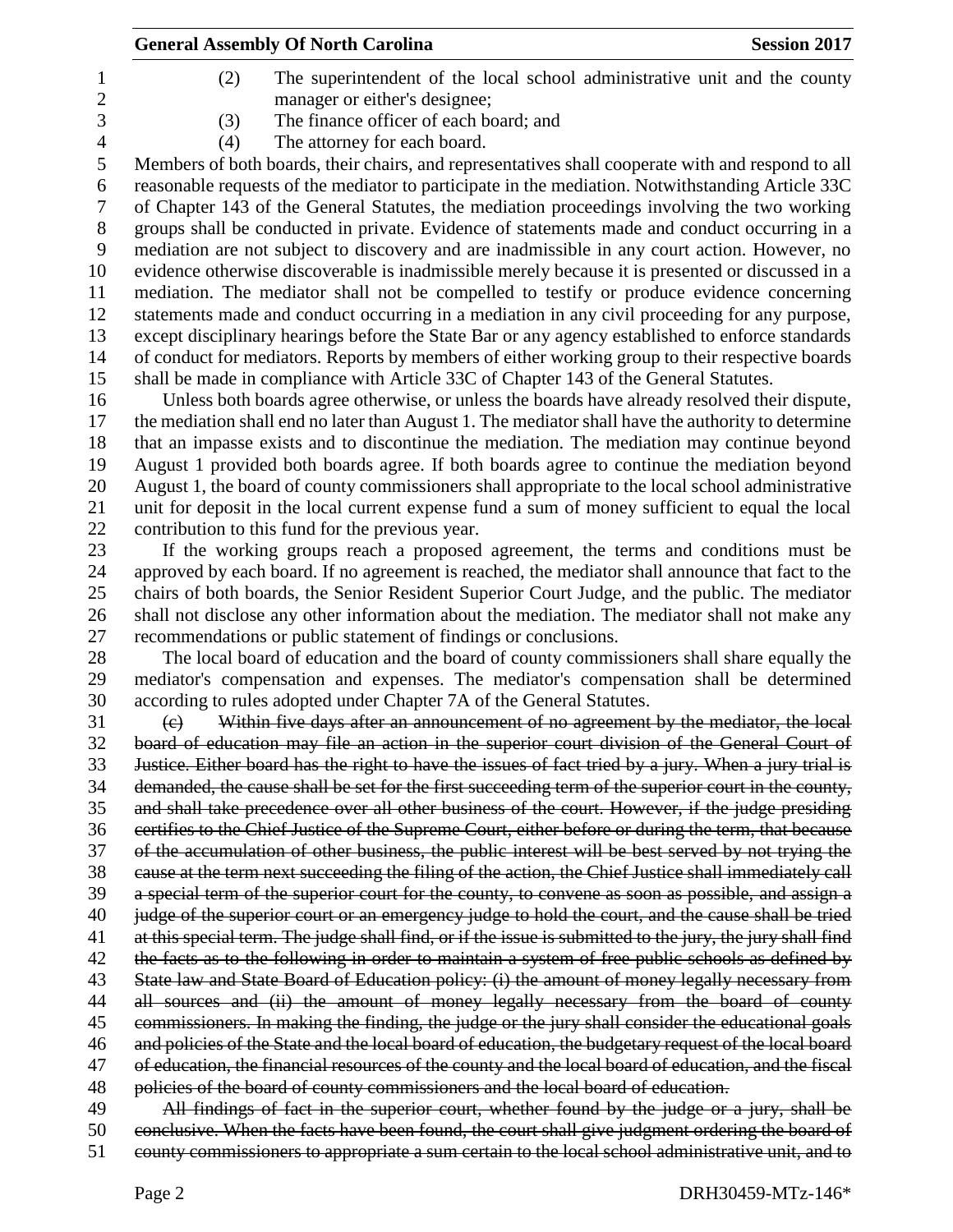(2) The superintendent of the local school administrative unit and the county manager or either's designee;

(3) The finance officer of each board; and

(4) The attorney for each board.

Members of both boards, their chairs, and representatives shall cooperate with and respond to all reasonable requests of the mediator to participate in the mediation. Notwithstanding Article 33C of Chapter 143 of the General Statutes, the mediation proceedings involving the two working groups shall be conducted in private. Evidence of statements made and conduct occurring in a mediation are not subject to discovery and are inadmissible in any court action. However, no evidence otherwise discoverable is inadmissible merely because it is presented or discussed in a mediation. The mediator shall not be compelled to testify or produce evidence concerning statements made and conduct occurring in a mediation in any civil proceeding for any purpose, except disciplinary hearings before the State Bar or any agency established to enforce standards of conduct for mediators. Reports by members of either working group to their respective boards shall be made in compliance with Article 33C of Chapter 143 of the General Statutes.

Unless both boards agree otherwise, or unless the boards have already resolved their dispute, the mediation shall end no later than August 1. The mediator shall have the authority to determine that an impasse exists and to discontinue the mediation. The mediation may continue beyond August 1 provided both boards agree. If both boards agree to continue the mediation beyond August 1, the board of county commissioners shall appropriate to the local school administrative unit for deposit in the local current expense fund a sum of money sufficient to equal the local contribution to this fund for the previous year.

If the working groups reach a proposed agreement, the terms and conditions must be approved by each board. If no agreement is reached, the mediator shall announce that fact to the chairs of both boards, the Senior Resident Superior Court Judge, and the public. The mediator shall not disclose any other information about the mediation. The mediator shall not make any recommendations or public statement of findings or conclusions.

The local board of education and the board of county commissioners shall share equally the mediator's compensation and expenses. The mediator's compensation shall be determined according to rules adopted under Chapter 7A of the General Statutes.

~~(e) Within five days after an announcement of no agreement by the mediator, the local board of education may file an action in the superior court division of the General Court of Justice. Either board has the right to have the issues of fact tried by a jury. When a jury trial is demanded, the cause shall be set for the first succeeding term of the superior court in the county, and shall take precedence over all other business of the court. However, if the judge presiding certifies to the Chief Justice of the Supreme Court, either before or during the term, that because of the accumulation of other business, the public interest will be best served by not trying the cause at the term next succeeding the filing of the action, the Chief Justice shall immediately call a special term of the superior court for the county, to convene as soon as possible, and assign a judge of the superior court or an emergency judge to hold the court, and the cause shall be tried at this special term. The judge shall find, or if the issue is submitted to the jury, the jury shall find the facts as to the following in order to maintain a system of free public schools as defined by State law and State Board of Education policy: (i) the amount of money legally necessary from all sources and (ii) the amount of money legally necessary from the board of county commissioners. In making the finding, the judge or the jury shall consider the educational goals and policies of the State and the local board of education, the budgetary request of the local board of education, the financial resources of the county and the local board of education, and the fiscal policies of the board of county commissioners and the local board of education.~~

~~All findings of fact in the superior court, whether found by the judge or a jury, shall be conclusive. When the facts have been found, the court shall give judgment ordering the board of county commissioners to appropriate a sum certain to the local school administrative unit, and to~~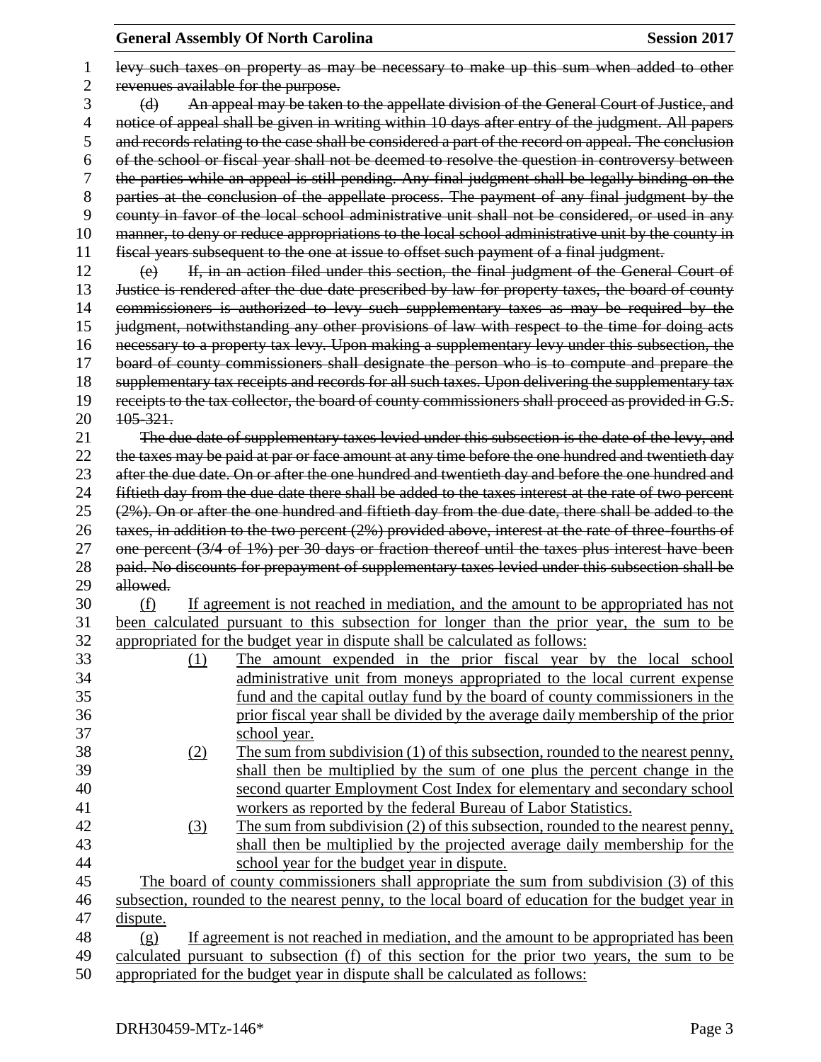~~levy such taxes on property as may be necessary to make up this sum when added to other revenues available for the purpose.~~

~~(d) An appeal may be taken to the appellate division of the General Court of Justice, and notice of appeal shall be given in writing within 10 days after entry of the judgment. All papers and records relating to the case shall be considered a part of the record on appeal. The conclusion of the school or fiscal year shall not be deemed to resolve the question in controversy between the parties while an appeal is still pending. Any final judgment shall be legally binding on the parties at the conclusion of the appellate process. The payment of any final judgment by the county in favor of the local school administrative unit shall not be considered, or used in any manner, to deny or reduce appropriations to the local school administrative unit by the county in fiscal years subsequent to the one at issue to offset such payment of a final judgment.~~

~~(e) If, in an action filed under this section, the final judgment of the General Court of Justice is rendered after the due date prescribed by law for property taxes, the board of county commissioners is authorized to levy such supplementary taxes as may be required by the judgment, notwithstanding any other provisions of law with respect to the time for doing acts necessary to a property tax levy. Upon making a supplementary levy under this subsection, the board of county commissioners shall designate the person who is to compute and prepare the supplementary tax receipts and records for all such taxes. Upon delivering the supplementary tax receipts to the tax collector, the board of county commissioners shall proceed as provided in G.S. 105-321.~~

~~The due date of supplementary taxes levied under this subsection is the date of the levy, and the taxes may be paid at par or face amount at any time before the one hundred and twentieth day after the due date. On or after the one hundred and twentieth day and before the one hundred and fiftieth day from the due date there shall be added to the taxes interest at the rate of two percent (2%). On or after the one hundred and fiftieth day from the due date, there shall be added to the taxes, in addition to the two percent (2%) provided above, interest at the rate of three-fourths of one percent (3/4 of 1%) per 30 days or fraction thereof until the taxes plus interest have been paid. No discounts for prepayment of supplementary taxes levied under this subsection shall be allowed.~~

<u>(f) If agreement is not reached in mediation, and the amount to be appropriated has not been calculated pursuant to this subsection for longer than the prior year, the sum to be appropriated for the budget year in dispute shall be calculated as follows:</u>

<u>(1) The amount expended in the prior fiscal year by the local school administrative unit from moneys appropriated to the local current expense fund and the capital outlay fund by the board of county commissioners in the prior fiscal year shall be divided by the average daily membership of the prior school year.</u>

<u>(2) The sum from subdivision (1) of this subsection, rounded to the nearest penny, shall then be multiplied by the sum of one plus the percent change in the second quarter Employment Cost Index for elementary and secondary school workers as reported by the federal Bureau of Labor Statistics.</u>

<u>(3) The sum from subdivision (2) of this subsection, rounded to the nearest penny, shall then be multiplied by the projected average daily membership for the school year for the budget year in dispute.</u>

<u>The board of county commissioners shall appropriate the sum from subdivision (3) of this subsection, rounded to the nearest penny, to the local board of education for the budget year in dispute.</u>

<u>(g) If agreement is not reached in mediation, and the amount to be appropriated has been calculated pursuant to subsection (f) of this section for the prior two years, the sum to be appropriated for the budget year in dispute shall be calculated as follows:</u>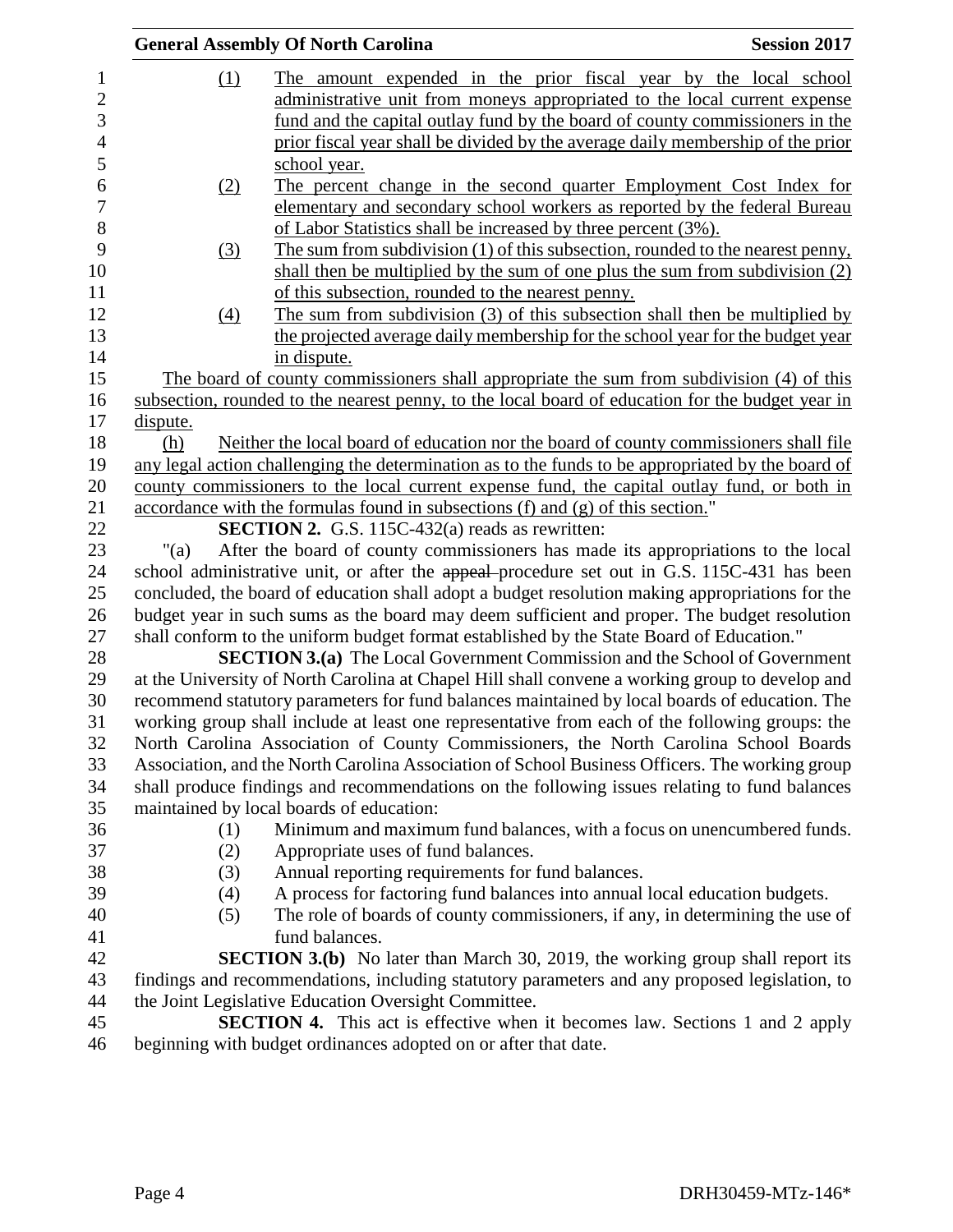(1) The amount expended in the prior fiscal year by the local school administrative unit from moneys appropriated to the local current expense fund and the capital outlay fund by the board of county commissioners in the prior fiscal year shall be divided by the average daily membership of the prior school year.

(2) The percent change in the second quarter Employment Cost Index for elementary and secondary school workers as reported by the federal Bureau of Labor Statistics shall be increased by three percent (3%).

(3) The sum from subdivision (1) of this subsection, rounded to the nearest penny, shall then be multiplied by the sum of one plus the sum from subdivision (2) of this subsection, rounded to the nearest penny.

(4) The sum from subdivision (3) of this subsection shall then be multiplied by the projected average daily membership for the school year for the budget year in dispute.

The board of county commissioners shall appropriate the sum from subdivision (4) of this subsection, rounded to the nearest penny, to the local board of education for the budget year in dispute.

(h) Neither the local board of education nor the board of county commissioners shall file any legal action challenging the determination as to the funds to be appropriated by the board of county commissioners to the local current expense fund, the capital outlay fund, or both in accordance with the formulas found in subsections (f) and (g) of this section."

**SECTION 2.** G.S. 115C-432(a) reads as rewritten:

"(a) After the board of county commissioners has made its appropriations to the local school administrative unit, or after the ~~appeal~~ procedure set out in G.S. 115C-431 has been concluded, the board of education shall adopt a budget resolution making appropriations for the budget year in such sums as the board may deem sufficient and proper. The budget resolution shall conform to the uniform budget format established by the State Board of Education."

**SECTION 3.(a)** The Local Government Commission and the School of Government at the University of North Carolina at Chapel Hill shall convene a working group to develop and recommend statutory parameters for fund balances maintained by local boards of education. The working group shall include at least one representative from each of the following groups: the North Carolina Association of County Commissioners, the North Carolina School Boards Association, and the North Carolina Association of School Business Officers. The working group shall produce findings and recommendations on the following issues relating to fund balances maintained by local boards of education:

(1) Minimum and maximum fund balances, with a focus on unencumbered funds.
(2) Appropriate uses of fund balances.
(3) Annual reporting requirements for fund balances.
(4) A process for factoring fund balances into annual local education budgets.
(5) The role of boards of county commissioners, if any, in determining the use of fund balances.

**SECTION 3.(b)** No later than March 30, 2019, the working group shall report its findings and recommendations, including statutory parameters and any proposed legislation, to the Joint Legislative Education Oversight Committee.

**SECTION 4.** This act is effective when it becomes law. Sections 1 and 2 apply beginning with budget ordinances adopted on or after that date.